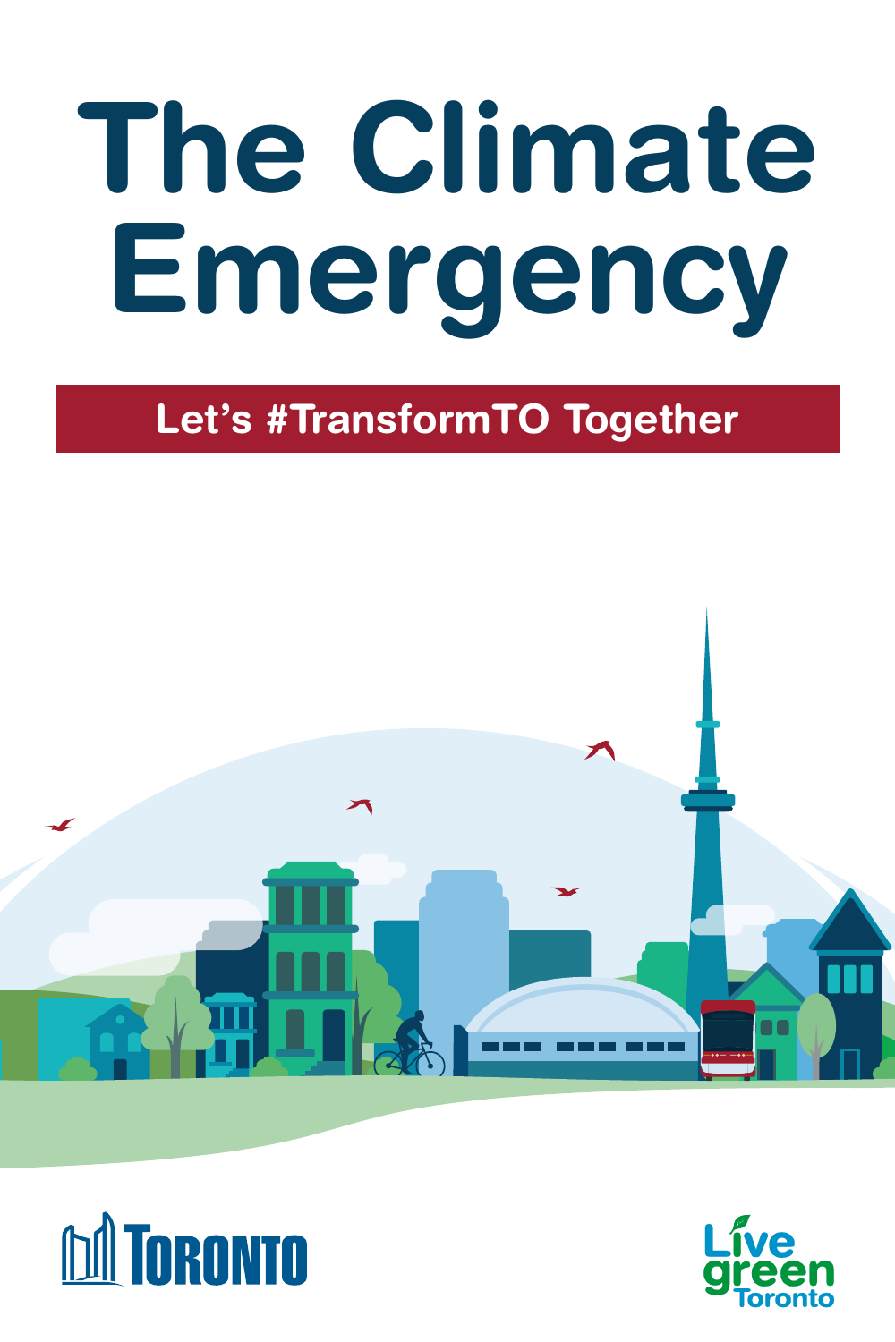# The Climate Emergency

**Let's #TransformTO Together**

Toronto

Live green Toronto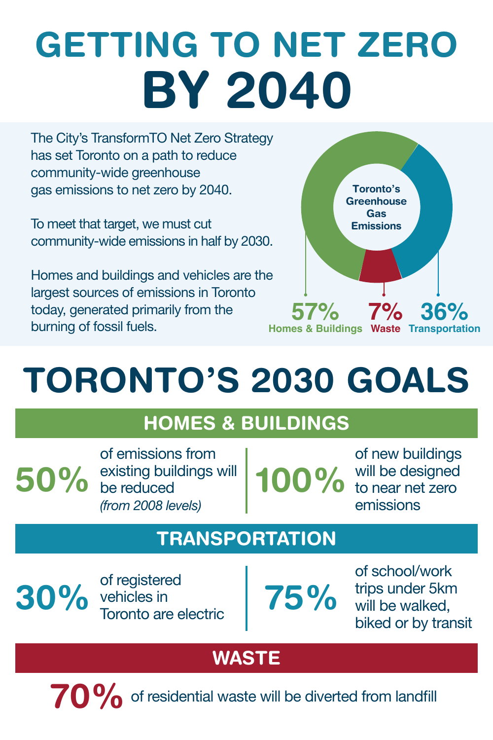# GETTING TO NET ZERO BY 2040

The City's TransformTO Net Zero Strategy has set Toronto on a path to reduce community-wide greenhouse gas emissions to net zero by 2040.

To meet that target, we must cut community-wide emissions in half by 2030.

Homes and buildings and vehicles are the largest sources of emissions in Toronto today, generated primarily from the burning of fossil fuels.

**Toronto's Greenhouse Gas Emissions**

| Sector | Share |
| --- | --- |
| Homes & Buildings | 57% |
| Waste | 7% |
| Transportation | 36% |

# TORONTO'S 2030 GOALS

## HOMES & BUILDINGS

**50%** of emissions from existing buildings will be reduced *(from 2008 levels)*

**100%** of new buildings will be designed to near net zero emissions

## TRANSPORTATION

**30%** of registered vehicles in Toronto are electric

**75%** of school/work trips under 5km will be walked, biked or by transit

## WASTE

**70%** of residential waste will be diverted from landfill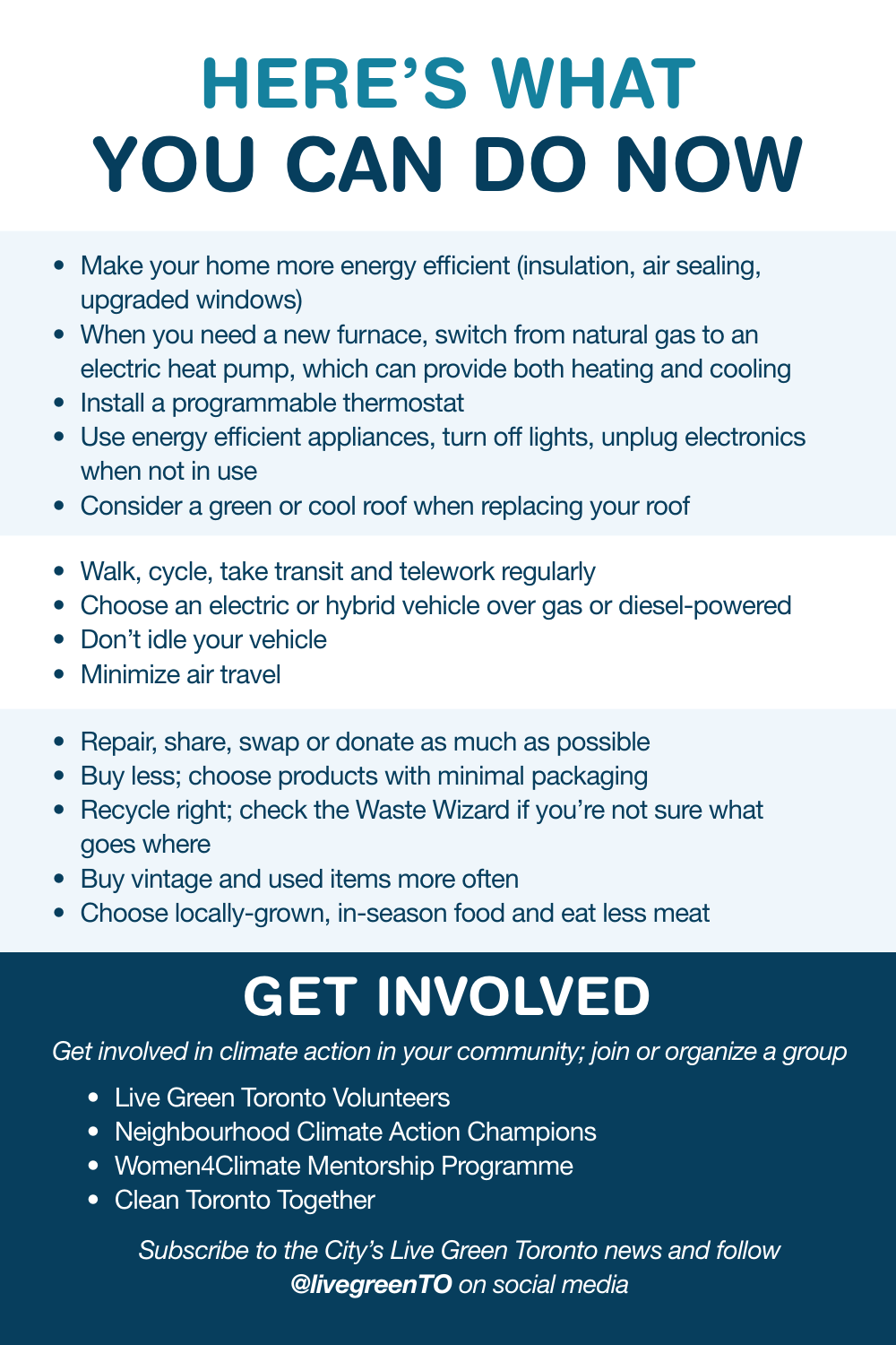# HERE'S WHAT YOU CAN DO NOW

- Make your home more energy efficient (insulation, air sealing, upgraded windows)
- When you need a new furnace, switch from natural gas to an electric heat pump, which can provide both heating and cooling
- Install a programmable thermostat
- Use energy efficient appliances, turn off lights, unplug electronics when not in use
- Consider a green or cool roof when replacing your roof

- Walk, cycle, take transit and telework regularly
- Choose an electric or hybrid vehicle over gas or diesel-powered
- Don't idle your vehicle
- Minimize air travel

- Repair, share, swap or donate as much as possible
- Buy less; choose products with minimal packaging
- Recycle right; check the Waste Wizard if you're not sure what goes where
- Buy vintage and used items more often
- Choose locally-grown, in-season food and eat less meat

## GET INVOLVED

*Get involved in climate action in your community; join or organize a group*

- Live Green Toronto Volunteers
- Neighbourhood Climate Action Champions
- Women4Climate Mentorship Programme
- Clean Toronto Together

*Subscribe to the City's Live Green Toronto news and follow **@livegreenTO** on social media*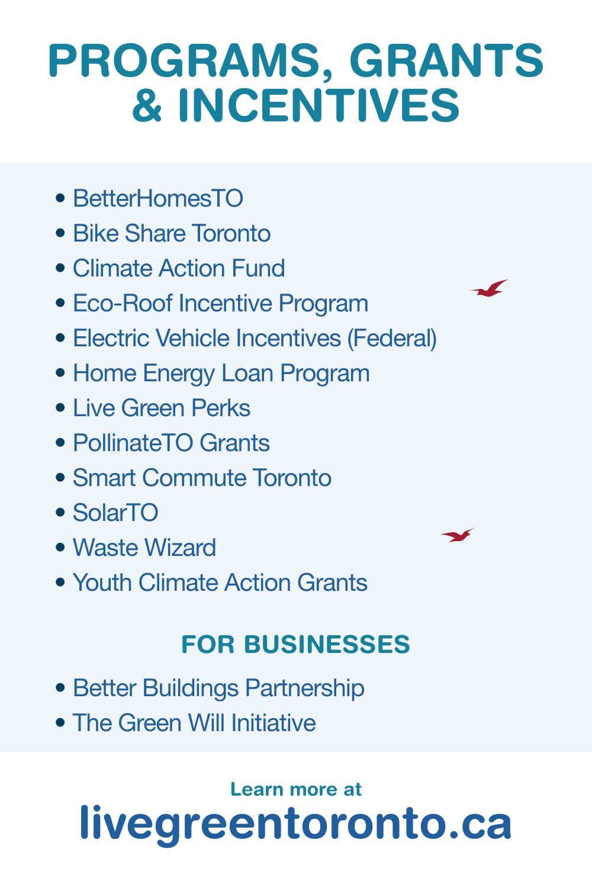# PROGRAMS, GRANTS & INCENTIVES

- BetterHomesTO
- Bike Share Toronto
- Climate Action Fund
- Eco-Roof Incentive Program
- Electric Vehicle Incentives (Federal)
- Home Energy Loan Program
- Live Green Perks
- PollinateTO Grants
- Smart Commute Toronto
- SolarTO
- Waste Wizard
- Youth Climate Action Grants

## FOR BUSINESSES

- Better Buildings Partnership
- The Green Will Initiative

Learn more at

**livegreentoronto.ca**